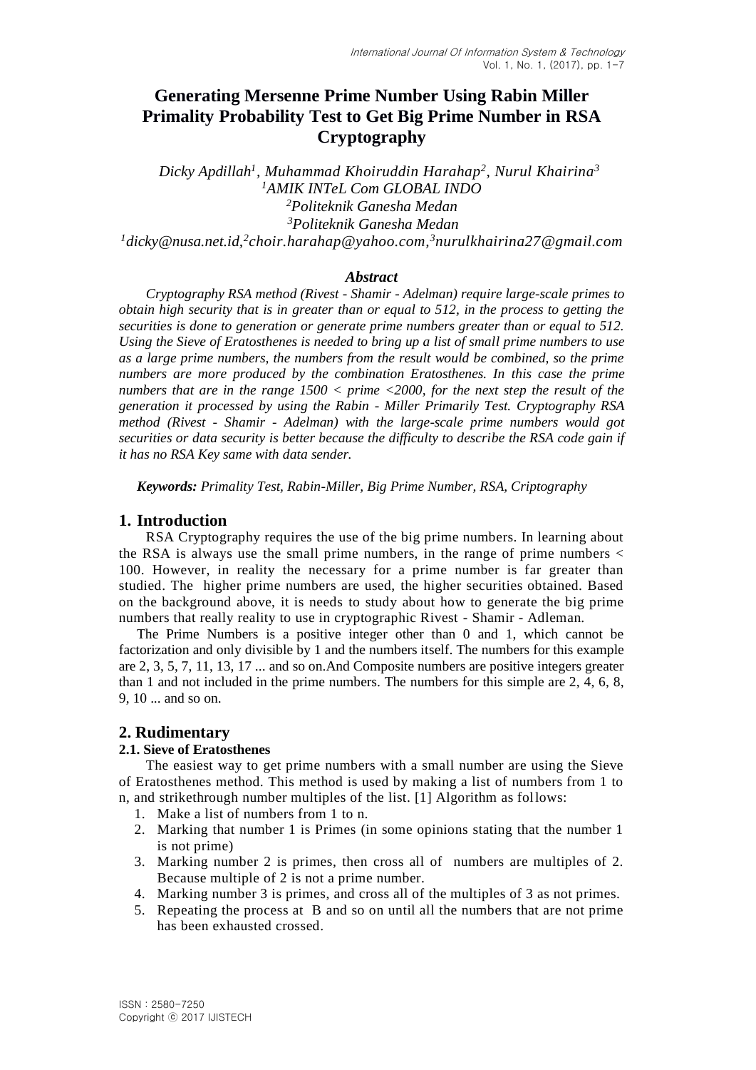# Generating Mersenne Prime Number Using Rabin Miller Primality Probability Test to Get Big Prime Number in RSA Cryptography

*Dicky Apdillah[1], Muhammad Khoiruddin Harahap[2], Nurul Khairina[3]*
*[1]AMIK INTeL Com GLOBAL INDO*
*[2]Politeknik Ganesha Medan*
*[3]Politeknik Ganesha Medan*
*[1]dicky@nusa.net.id,[2]choir.harahap@yahoo.com,[3]nurulkhairina27@gmail.com*

### *Abstract*

*Cryptography RSA method (Rivest - Shamir - Adelman) require large-scale primes to obtain high security that is in greater than or equal to 512, in the process to getting the securities is done to generation or generate prime numbers greater than or equal to 512. Using the Sieve of Eratosthenes is needed to bring up a list of small prime numbers to use as a large prime numbers, the numbers from the result would be combined, so the prime numbers are more produced by the combination Eratosthenes. In this case the prime numbers that are in the range 1500 < prime <2000, for the next step the result of the generation it processed by using the Rabin - Miller Primarily Test. Cryptography RSA method (Rivest - Shamir - Adelman) with the large-scale prime numbers would got securities or data security is better because the difficulty to describe the RSA code gain if it has no RSA Key same with data sender.*

***Keywords:** Primality Test, Rabin-Miller, Big Prime Number, RSA, Criptography*

## 1. Introduction

RSA Cryptography requires the use of the big prime numbers. In learning about the RSA is always use the small prime numbers, in the range of prime numbers < 100. However, in reality the necessary for a prime number is far greater than studied. The higher prime numbers are used, the higher securities obtained. Based on the background above, it is needs to study about how to generate the big prime numbers that really reality to use in cryptographic Rivest - Shamir - Adleman.

The Prime Numbers is a positive integer other than 0 and 1, which cannot be factorization and only divisible by 1 and the numbers itself. The numbers for this example are 2, 3, 5, 7, 11, 13, 17 ... and so on.And Composite numbers are positive integers greater than 1 and not included in the prime numbers. The numbers for this simple are 2, 4, 6, 8, 9, 10 ... and so on.

## 2. Rudimentary

### 2.1. Sieve of Eratosthenes

The easiest way to get prime numbers with a small number are using the Sieve of Eratosthenes method. This method is used by making a list of numbers from 1 to n, and strikethrough number multiples of the list. [1] Algorithm as follows:

1. Make a list of numbers from 1 to n.
2. Marking that number 1 is Primes (in some opinions stating that the number 1 is not prime)
3. Marking number 2 is primes, then cross all of numbers are multiples of 2. Because multiple of 2 is not a prime number.
4. Marking number 3 is primes, and cross all of the multiples of 3 as not primes.
5. Repeating the process at B and so on until all the numbers that are not prime has been exhausted crossed.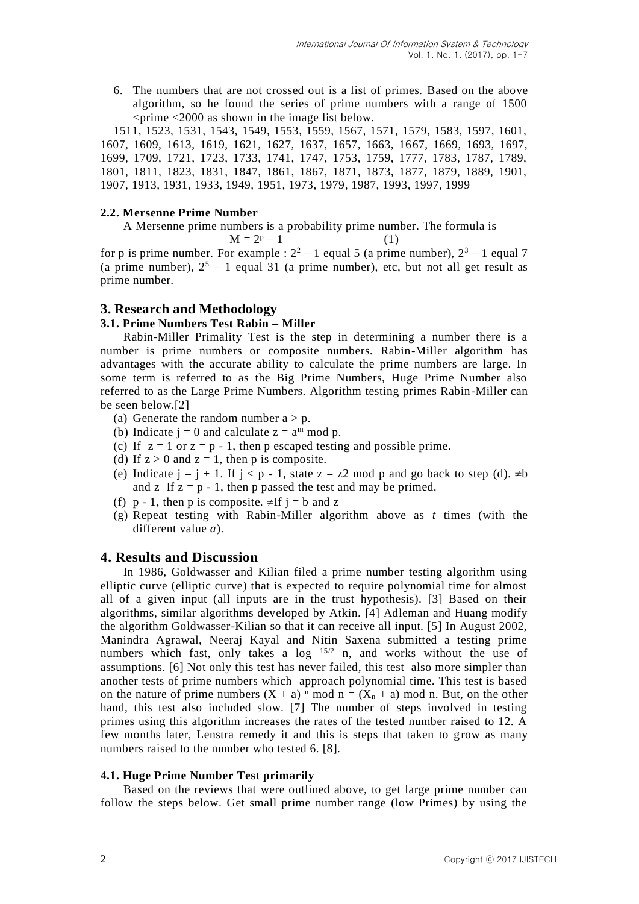6. The numbers that are not crossed out is a list of primes. Based on the above algorithm, so he found the series of prime numbers with a range of 1500 <prime <2000 as shown in the image list below.

1511, 1523, 1531, 1543, 1549, 1553, 1559, 1567, 1571, 1579, 1583, 1597, 1601, 1607, 1609, 1613, 1619, 1621, 1627, 1637, 1657, 1663, 1667, 1669, 1693, 1697, 1699, 1709, 1721, 1723, 1733, 1741, 1747, 1753, 1759, 1777, 1783, 1787, 1789, 1801, 1811, 1823, 1831, 1847, 1861, 1867, 1871, 1873, 1877, 1879, 1889, 1901, 1907, 1913, 1931, 1933, 1949, 1951, 1973, 1979, 1987, 1993, 1997, 1999

### 2.2. Mersenne Prime Number

A Mersenne prime numbers is a probability prime number. The formula is

$$M = 2^p - 1 \qquad (1)$$

for p is prime number. For example : $2^2 - 1$ equal 5 (a prime number), $2^3 - 1$ equal 7 (a prime number), $2^5 - 1$ equal 31 (a prime number), etc, but not all get result as prime number.

## 3. Research and Methodology

### 3.1. Prime Numbers Test Rabin – Miller

Rabin-Miller Primality Test is the step in determining a number there is a number is prime numbers or composite numbers. Rabin-Miller algorithm has advantages with the accurate ability to calculate the prime numbers are large. In some term is referred to as the Big Prime Numbers, Huge Prime Number also referred to as the Large Prime Numbers. Algorithm testing primes Rabin-Miller can be seen below.[2]

(a) Generate the random number $a > p$.
(b) Indicate $j = 0$ and calculate $z = a^m \bmod p$.
(c) If $z = 1$ or $z = p - 1$, then p escaped testing and possible prime.
(d) If $z > 0$ and $z = 1$, then p is composite.
(e) Indicate $j = j + 1$. If $j < p - 1$, state $z = z2 \bmod p$ and go back to step (d). $\neq$b and z If $z = p - 1$, then p passed the test and may be primed.
(f) $p - 1$, then p is composite. $\neq$If $j = b$ and z
(g) Repeat testing with Rabin-Miller algorithm above as *t* times (with the different value *a*).

## 4. Results and Discussion

In 1986, Goldwasser and Kilian filed a prime number testing algorithm using elliptic curve (elliptic curve) that is expected to require polynomial time for almost all of a given input (all inputs are in the trust hypothesis). [3] Based on their algorithms, similar algorithms developed by Atkin. [4] Adleman and Huang modify the algorithm Goldwasser-Kilian so that it can receive all input. [5] In August 2002, Manindra Agrawal, Neeraj Kayal and Nitin Saxena submitted a testing prime numbers which fast, only takes a $\log^{15/2} n$, and works without the use of assumptions. [6] Not only this test has never failed, this test also more simpler than another tests of prime numbers which approach polynomial time. This test is based on the nature of prime numbers $(X + a)^n \bmod n = (X_n + a) \bmod n$. But, on the other hand, this test also included slow. [7] The number of steps involved in testing primes using this algorithm increases the rates of the tested number raised to 12. A few months later, Lenstra remedy it and this is steps that taken to grow as many numbers raised to the number who tested 6. [8].

### 4.1. Huge Prime Number Test primarily

Based on the reviews that were outlined above, to get large prime number can follow the steps below. Get small prime number range (low Primes) by using the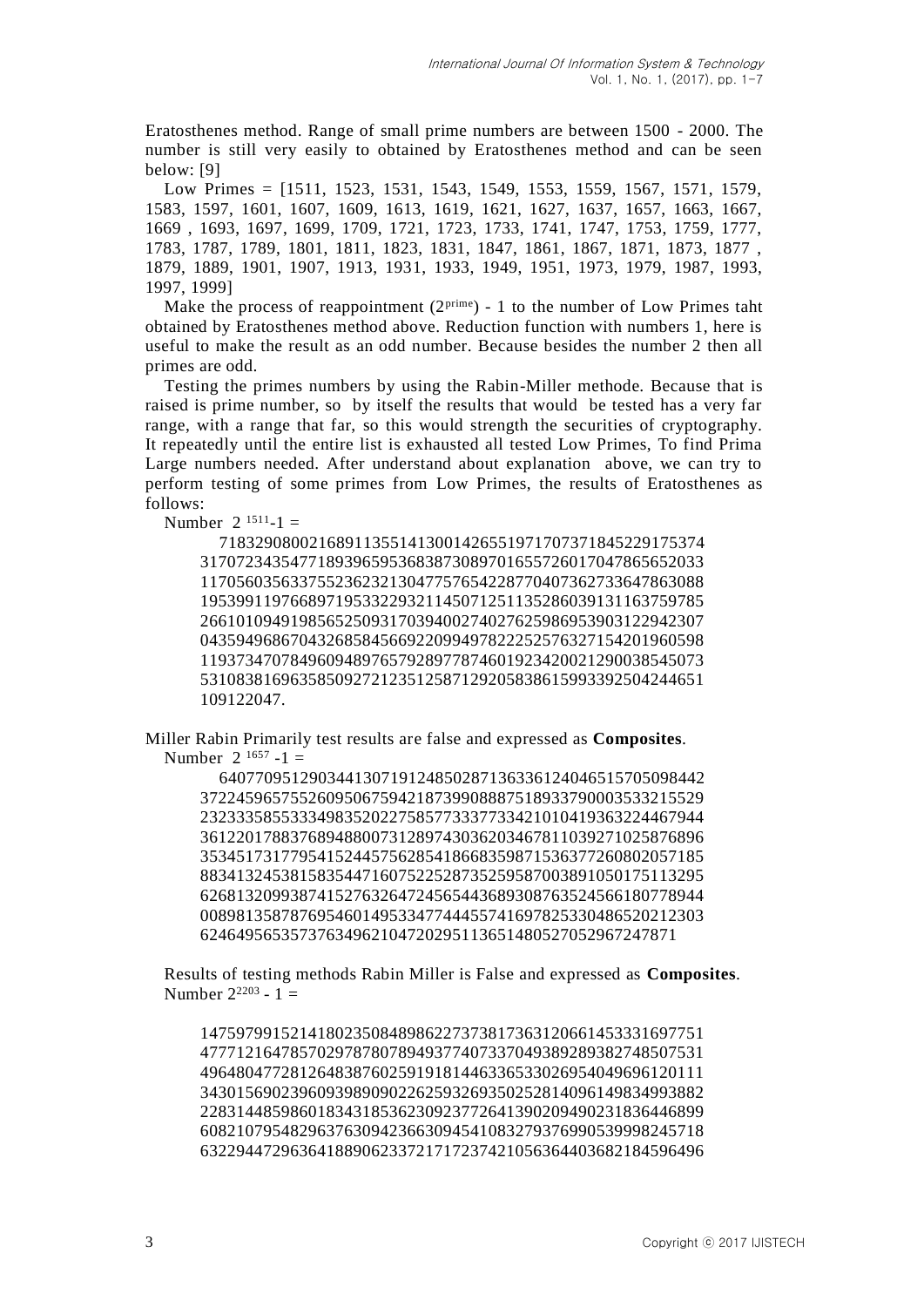Eratosthenes method. Range of small prime numbers are between 1500 - 2000. The number is still very easily to obtained by Eratosthenes method and can be seen below: [9]

Low Primes = [1511, 1523, 1531, 1543, 1549, 1553, 1559, 1567, 1571, 1579, 1583, 1597, 1601, 1607, 1609, 1613, 1619, 1621, 1627, 1637, 1657, 1663, 1667, 1669 , 1693, 1697, 1699, 1709, 1721, 1723, 1733, 1741, 1747, 1753, 1759, 1777, 1783, 1787, 1789, 1801, 1811, 1823, 1831, 1847, 1861, 1867, 1871, 1873, 1877 , 1879, 1889, 1901, 1907, 1913, 1931, 1933, 1949, 1951, 1973, 1979, 1987, 1993, 1997, 1999]

Make the process of reappointment $(2^{prime})$ - 1 to the number of Low Primes taht obtained by Eratosthenes method above. Reduction function with numbers 1, here is useful to make the result as an odd number. Because besides the number 2 then all primes are odd.

Testing the primes numbers by using the Rabin-Miller methode. Because that is raised is prime number, so by itself the results that would be tested has a very far range, with a range that far, so this would strength the securities of cryptography. It repeatedly until the entire list is exhausted all tested Low Primes, To find Prima Large numbers needed. After understand about explanation above, we can try to perform testing of some primes from Low Primes, the results of Eratosthenes as follows:

Number $2^{1511}-1$ =

7183290800216891135514130014265519717073718452291753743170723435477189396595368387308970165572601704786565203311705603563375523623213047757654228770407362733647863088195399119766897195332293211450712511352860391311637597852661010949198565250931703940027402762598695390312294230704359496867043268584566922099497822252576327154201960598119373470784960948976579289778746019234200212900385450735310838169635850927212351258712920583861599339250424465​1109122047.

Miller Rabin Primarily test results are false and expressed as **Composites**.

Number $2^{1657}-1$ =

6407709512903441307191248502871363361240465157050984423722459657552609506759421873990888751893379000353321552923233358553334983520227585773377334210104193632244679443612201788376894880073128974303620346781103927102587689635345173177954152445756285418668359871536377260802057185883413245381583544716075225287352595870038910501751132956268132099387415276326472456544368930876352456618077894400898135878769546014953347744455741697825330486520212303624649565357376349621047202951136514805270529672478​71

Results of testing methods Rabin Miller is False and expressed as **Composites**.

Number $2^{2203}-1$ =

1475979915214180235084898622737381736312066145333169775147771216478570297878078949377407337049389289382748507531496480477281264838760259191814463365330269540496961201113430156902396093989090226259326935025281409614983499388222831448598601834318536230923772641390209490231836446899608210795482963763094236630945410832793769905399982457186322944729636418890623372171723742105636440368218459​6496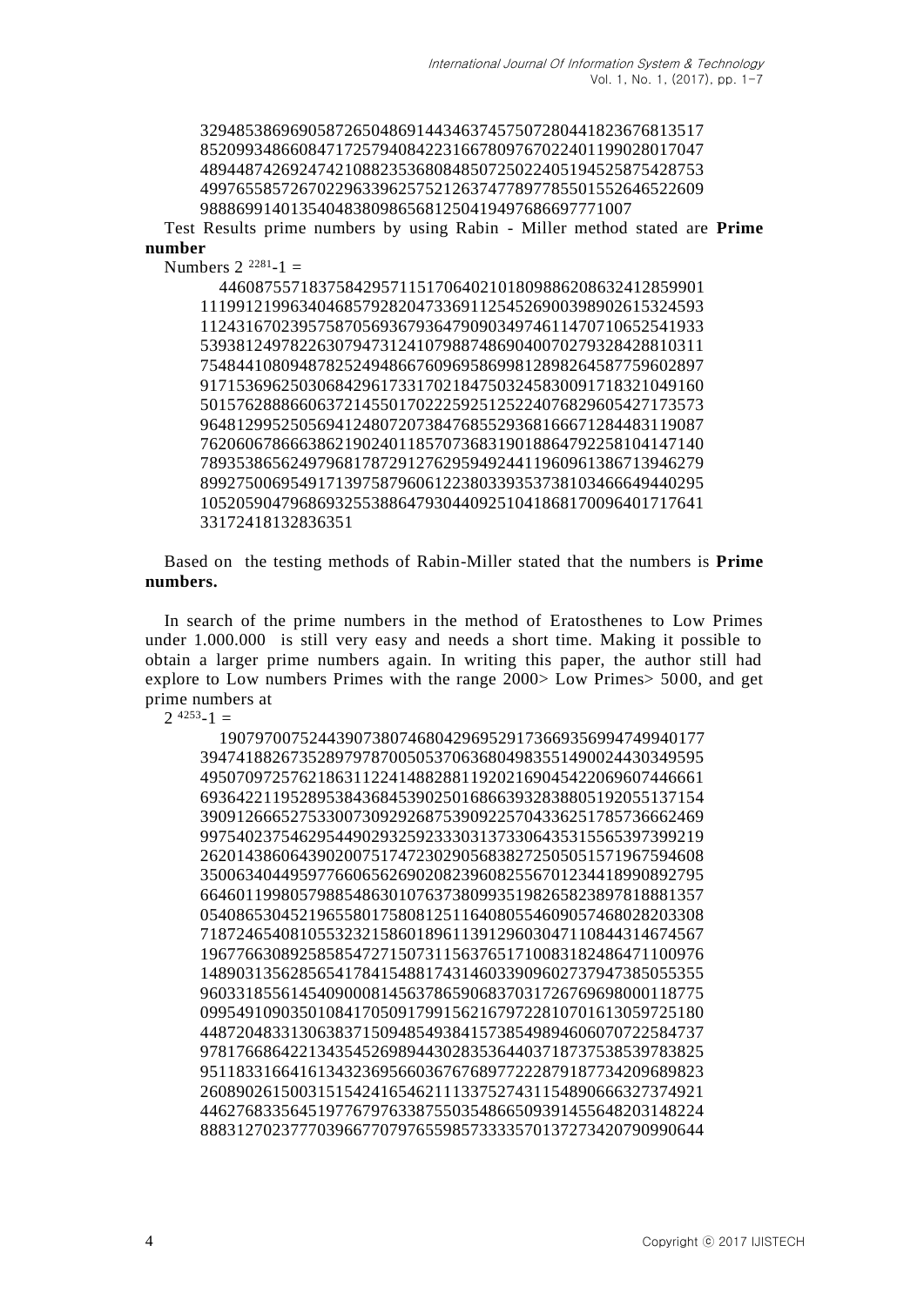3294853869690587265048691443463745750728044182367681351​7
8520993486608471725794084223166780976702240119902801704​7
4894487426924742108823536808485072502240519452587542875​3
4997655857267022963396257521263747789778550155264652260​9
98886991401354048380986568125041949768669777100​7

Test Results prime numbers by using Rabin - Miller method stated are **Prime number**

Numbers $2^{2281}-1$ =

44608755718375842957115170640210180988620863241285990​1
11199121996340468579282047336911254526900398902615324593
11243167023957587056936793647909034974611470710652541933
53938124978226307947312410798874869040070279328428810311
75484410809487825249486676096958699812898264587759602897
91715369625030684296173317021847503245830091718321049160
50157628886606372145501702225925125224076829605427173573
96481299525056941248072073847685529368166671284483119087
76206067866638621902401185707368319018864792258104147140
78935386562497968178729127629594924411960961386713946279
89927500695491713975879606122380339353738103466649440295
10520590479686932553886479304409251041868170096401717641
33172418132836351

Based on the testing methods of Rabin-Miller stated that the numbers is **Prime numbers.**

In search of the prime numbers in the method of Eratosthenes to Low Primes under 1.000.000 is still very easy and needs a short time. Making it possible to obtain a larger prime numbers again. In writing this paper, the author still had explore to Low numbers Primes with the range 2000> Low Primes> 5000, and get prime numbers at

$2^{4253}-1$ =

19079700752443907380746804296952917366935699474994017​7
39474188267352897978700505370636804983551490024430349595
49507097257621863112241488288119202169045422069607446661
69364221195289538436845390250168663932838805192055137154
39091266652753300730929268753909225704336251785736662469
99754023754629544902932592333031373306435315565397399219
26201438606439020075174723029056838272505051571967594608
35006340449597766065626902082396082556701234418990892795
66460119980579885486301076373809935198265823897818881357
05408653045219655801758081251164080554609057468028203308
71872465408105532321586018961139129603047110844314674567
19677663089258585472715073115637651710083182486471100976
14890313562856541784154881743146033909602737947385055355
96033185561454090008145637865906837031726769698000118775
09954910903501084170509179915621679722810701613059725180
44872048331306383715094854938415738549894606070722584737
97817668642213435452698944302835364403718737538539783825
95118331664161343236956603676768977222879187734209689823
26089026150031515424165462111337527431154890666327374921
44627683356451977679763387550354866509391455648203148224
88831270237770396677079765598573333570137273420790990644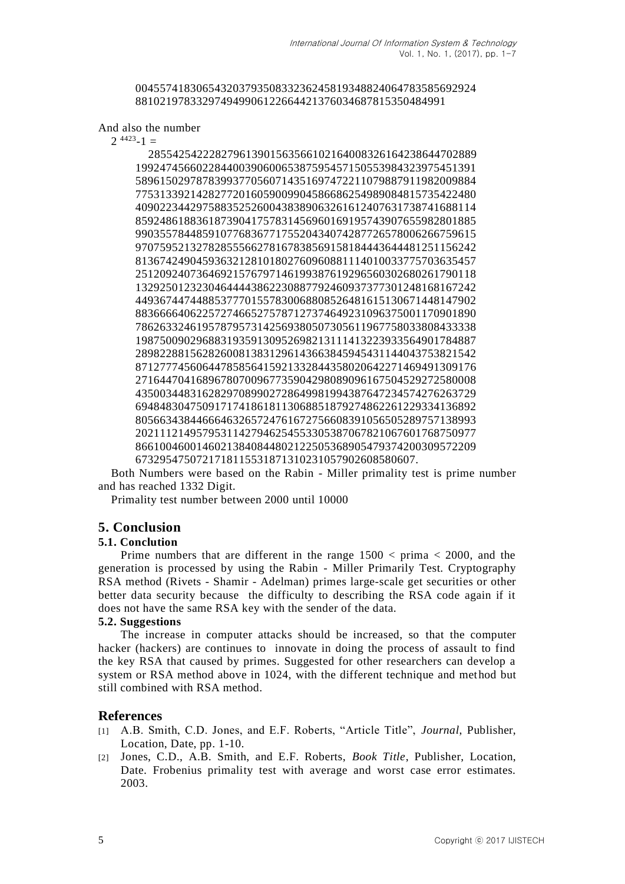00455741830654320379350833236245819348824064783585692924
88102197833297494990612266442137603468781535048499 1

And also the number

$2^{4423}-1$ =

2855425422282796139015635661021640083261642386447028891
99247456602284400390600653875954571505539843239754513915
89615029787839937705607143516974722110798879119820098847
75313392142827720160590099045866862549890848157354224804
09022344297588352526004383890632616124076317387416881148
59248618836187390417578314569601691957439076559828018859
90355784485910776836771755204340742877265780062667596159
70759521327828555662781678385691581844436444812511562428
13674249045936321281018027609608811140100337757036354572
51209240736469215767971461993876192965603026802617901181
32925012323046444438622308877924609373773012481681672424
49367447448853777015578300688085264816151306714481479028
83666640622572746652757871273746492310963750011709018907
86263324619578795731425693805073056119677580338084333381
98750090296883193591309526982131114132239335649017848872
89822881562826008138312961436638459454311440437538215428
71277745606447858564159213328443580206422714694913091762
71644704168967807009677359042980890961675045292725800084
35003448316282970899027286499819943876472345742762637296
94848304750917174186181130688518792748622612293341368928
05663438446664632657247616727566083910565052897571389932
02111214957953114279462545533053870678210676017687509778
66100460014602138408448021225053689054793742003095722096
7329547507217181155318713102310579026085806 07.

Both Numbers were based on the Rabin - Miller primality test is prime number and has reached 1332 Digit.

Primality test number between 2000 until 10000

## 5. Conclusion

### 5.1. Conclution

Prime numbers that are different in the range 1500 < prima < 2000, and the generation is processed by using the Rabin - Miller Primarily Test. Cryptography RSA method (Rivets - Shamir - Adelman) primes large-scale get securities or other better data security because the difficulty to describing the RSA code again if it does not have the same RSA key with the sender of the data.

### 5.2. Suggestions

The increase in computer attacks should be increased, so that the computer hacker (hackers) are continues to innovate in doing the process of assault to find the key RSA that caused by primes. Suggested for other researchers can develop a system or RSA method above in 1024, with the different technique and method but still combined with RSA method.

## References

[1] A.B. Smith, C.D. Jones, and E.F. Roberts, "Article Title", *Journal*, Publisher, Location, Date, pp. 1-10.

[2] Jones, C.D., A.B. Smith, and E.F. Roberts, *Book Title*, Publisher, Location, Date. Frobenius primality test with average and worst case error estimates. 2003.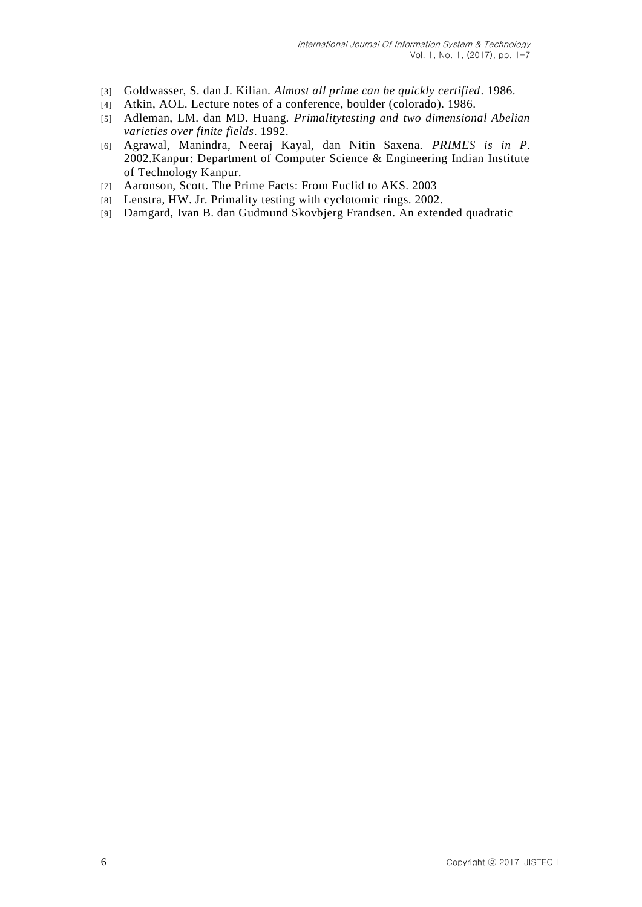[3] Goldwasser, S. dan J. Kilian. *Almost all prime can be quickly certified*. 1986.
[4] Atkin, AOL. Lecture notes of a conference, boulder (colorado). 1986.
[5] Adleman, LM. dan MD. Huang. *Primalitytesting and two dimensional Abelian varieties over finite fields*. 1992.
[6] Agrawal, Manindra, Neeraj Kayal, dan Nitin Saxena. *PRIMES is in P*. 2002.Kanpur: Department of Computer Science & Engineering Indian Institute of Technology Kanpur.
[7] Aaronson, Scott. The Prime Facts: From Euclid to AKS. 2003
[8] Lenstra, HW. Jr. Primality testing with cyclotomic rings. 2002.
[9] Damgard, Ivan B. dan Gudmund Skovbjerg Frandsen. An extended quadratic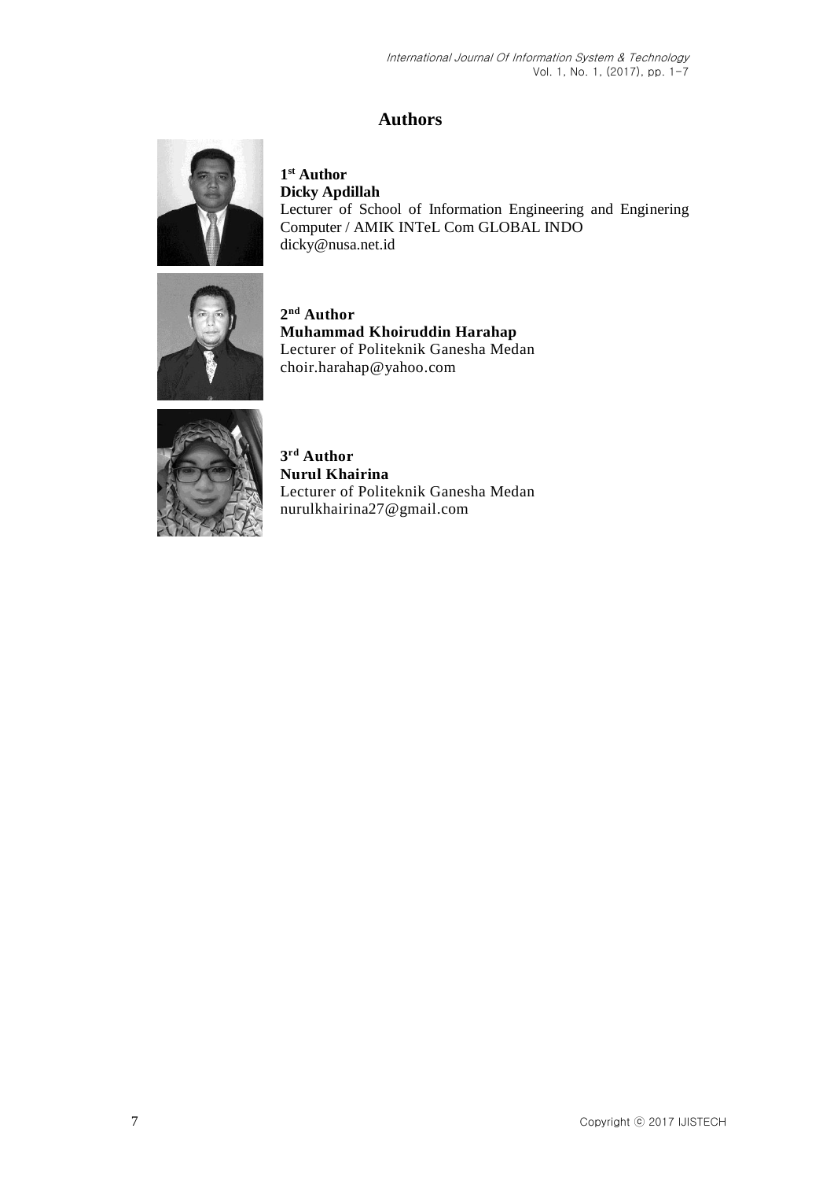## Authors

**1st Author**
**Dicky Apdillah**
Lecturer of School of Information Engineering and Enginering Computer / AMIK INTeL Com GLOBAL INDO
dicky@nusa.net.id

**2nd Author**
**Muhammad Khoiruddin Harahap**
Lecturer of Politeknik Ganesha Medan
choir.harahap@yahoo.com

**3rd Author**
**Nurul Khairina**
Lecturer of Politeknik Ganesha Medan
nurulkhairina27@gmail.com